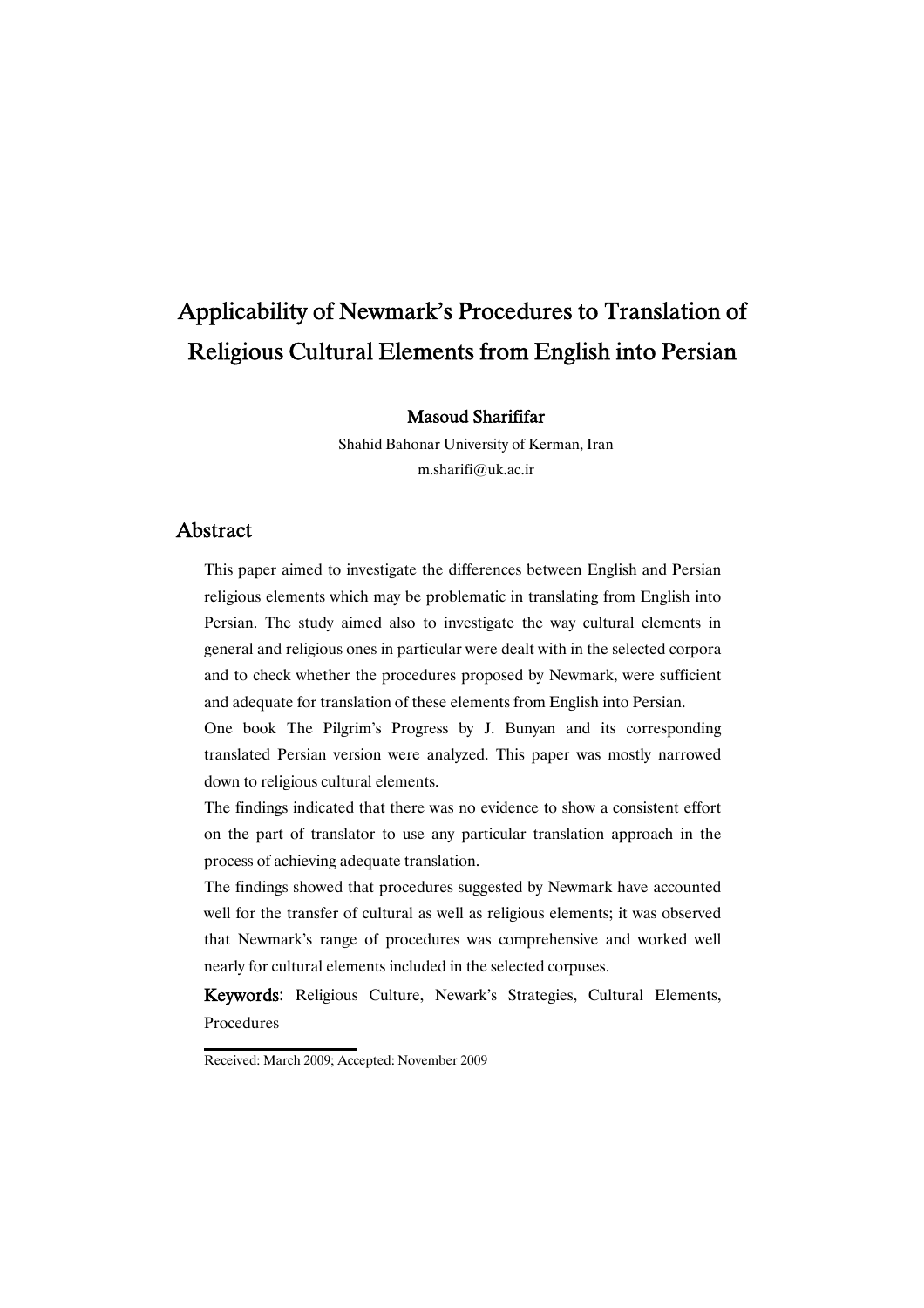# Applicability of Newmark's Procedures to Translation of Religious Cultural Elements from English into Persian

**Masoud Sharififar**

Shahid Bahonar University of Kerman, Iran

m.sharifi@uk.ac.ir

## Abstract

This paper aimed to investigate the differences between English and Persian religious elements which may be problematic in translating from English into Persian. The study aimed also to investigate the way cultural elements in general and religious ones in particular were dealt with in the selected corpora and to check whether the procedures proposed by Newmark, were sufficient and adequate for translation of these elements from English into Persian.

One book The Pilgrim's Progress by J. Bunyan and its corresponding translated Persian version were analyzed. This paper was mostly narrowed down to religious cultural elements.

The findings indicated that there was no evidence to show a consistent effort on the part of translator to use any particular translation approach in the process of achieving adequate translation.

The findings showed that procedures suggested by Newmark have accounted well for the transfer of cultural as well as religious elements; it was observed that Newmark's range of procedures was comprehensive and worked well nearly for cultural elements included in the selected corpuses.

**Keywords:** Religious Culture, Newark's Strategies, Cultural Elements, Procedures

---

Received: March 2009; Accepted: November 2009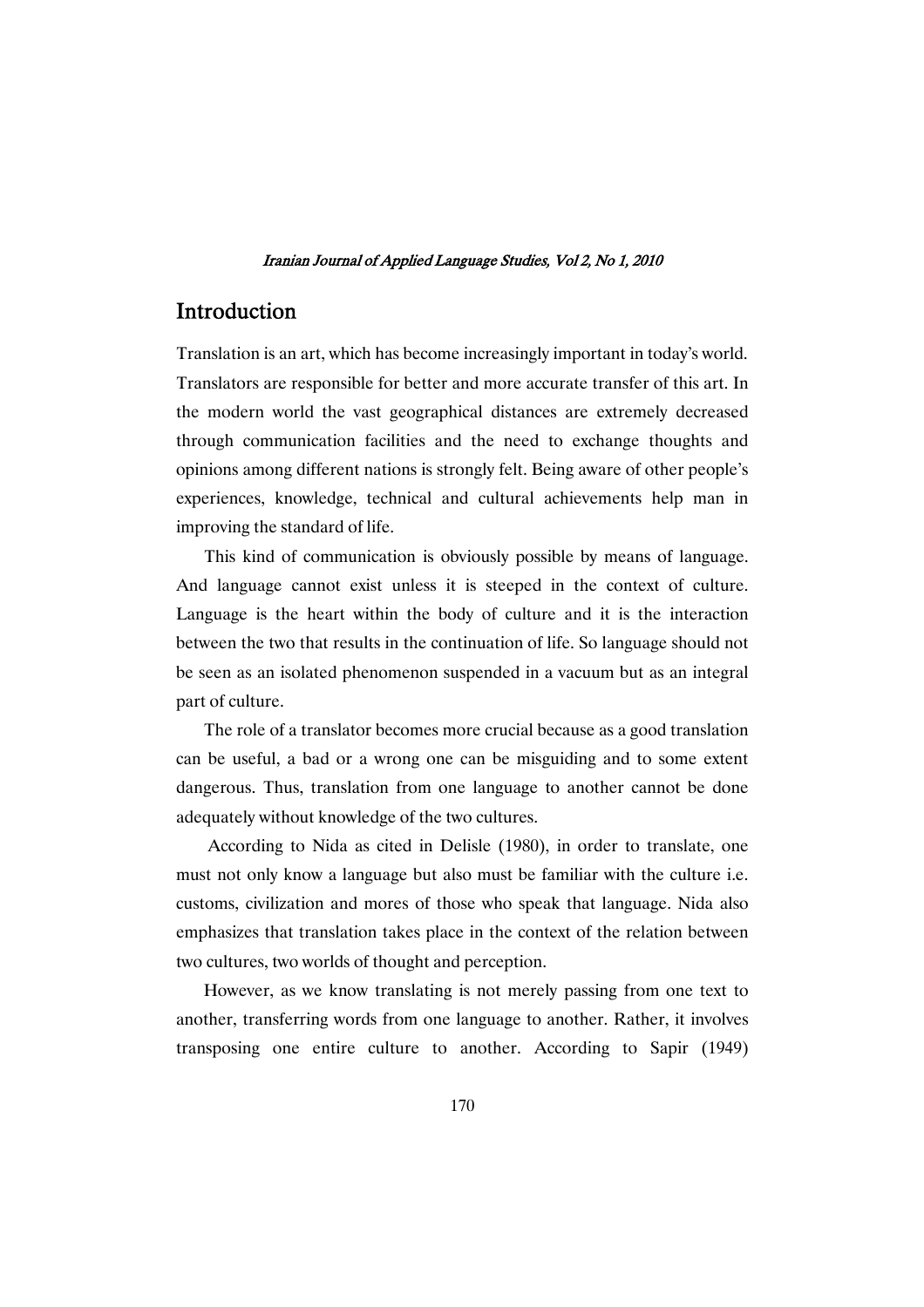## Introduction

Translation is an art, which has become increasingly important in today's world. Translators are responsible for better and more accurate transfer of this art. In the modern world the vast geographical distances are extremely decreased through communication facilities and the need to exchange thoughts and opinions among different nations is strongly felt. Being aware of other people's experiences, knowledge, technical and cultural achievements help man in improving the standard of life.

This kind of communication is obviously possible by means of language. And language cannot exist unless it is steeped in the context of culture. Language is the heart within the body of culture and it is the interaction between the two that results in the continuation of life. So language should not be seen as an isolated phenomenon suspended in a vacuum but as an integral part of culture.

The role of a translator becomes more crucial because as a good translation can be useful, a bad or a wrong one can be misguiding and to some extent dangerous. Thus, translation from one language to another cannot be done adequately without knowledge of the two cultures.

According to Nida as cited in Delisle (1980), in order to translate, one must not only know a language but also must be familiar with the culture i.e. customs, civilization and mores of those who speak that language. Nida also emphasizes that translation takes place in the context of the relation between two cultures, two worlds of thought and perception.

However, as we know translating is not merely passing from one text to another, transferring words from one language to another. Rather, it involves transposing one entire culture to another. According to Sapir (1949)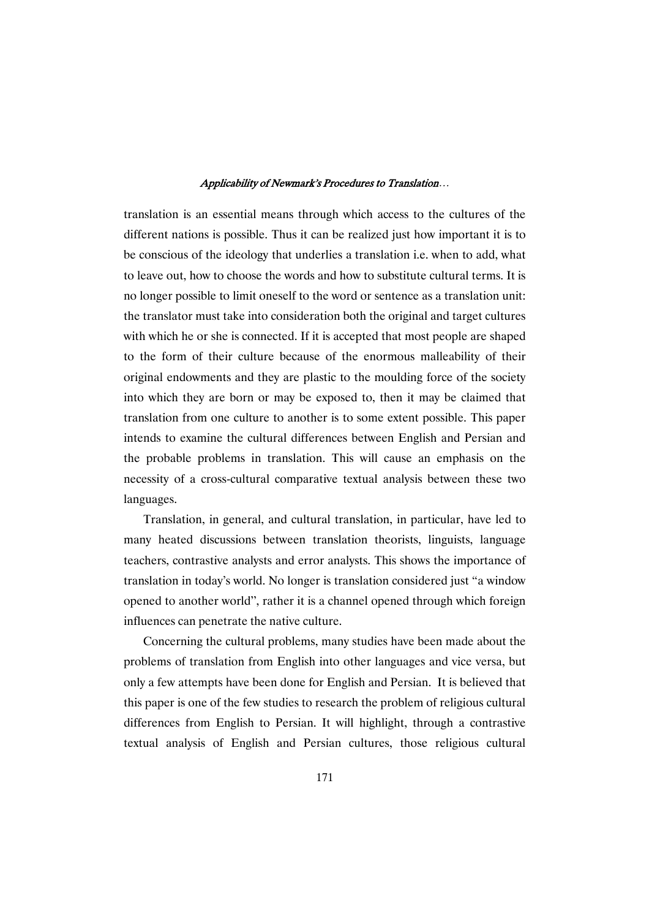translation is an essential means through which access to the cultures of the different nations is possible. Thus it can be realized just how important it is to be conscious of the ideology that underlies a translation i.e. when to add, what to leave out, how to choose the words and how to substitute cultural terms. It is no longer possible to limit oneself to the word or sentence as a translation unit: the translator must take into consideration both the original and target cultures with which he or she is connected. If it is accepted that most people are shaped to the form of their culture because of the enormous malleability of their original endowments and they are plastic to the moulding force of the society into which they are born or may be exposed to, then it may be claimed that translation from one culture to another is to some extent possible. This paper intends to examine the cultural differences between English and Persian and the probable problems in translation. This will cause an emphasis on the necessity of a cross-cultural comparative textual analysis between these two languages.

Translation, in general, and cultural translation, in particular, have led to many heated discussions between translation theorists, linguists, language teachers, contrastive analysts and error analysts. This shows the importance of translation in today's world. No longer is translation considered just "a window opened to another world", rather it is a channel opened through which foreign influences can penetrate the native culture.

Concerning the cultural problems, many studies have been made about the problems of translation from English into other languages and vice versa, but only a few attempts have been done for English and Persian. It is believed that this paper is one of the few studies to research the problem of religious cultural differences from English to Persian. It will highlight, through a contrastive textual analysis of English and Persian cultures, those religious cultural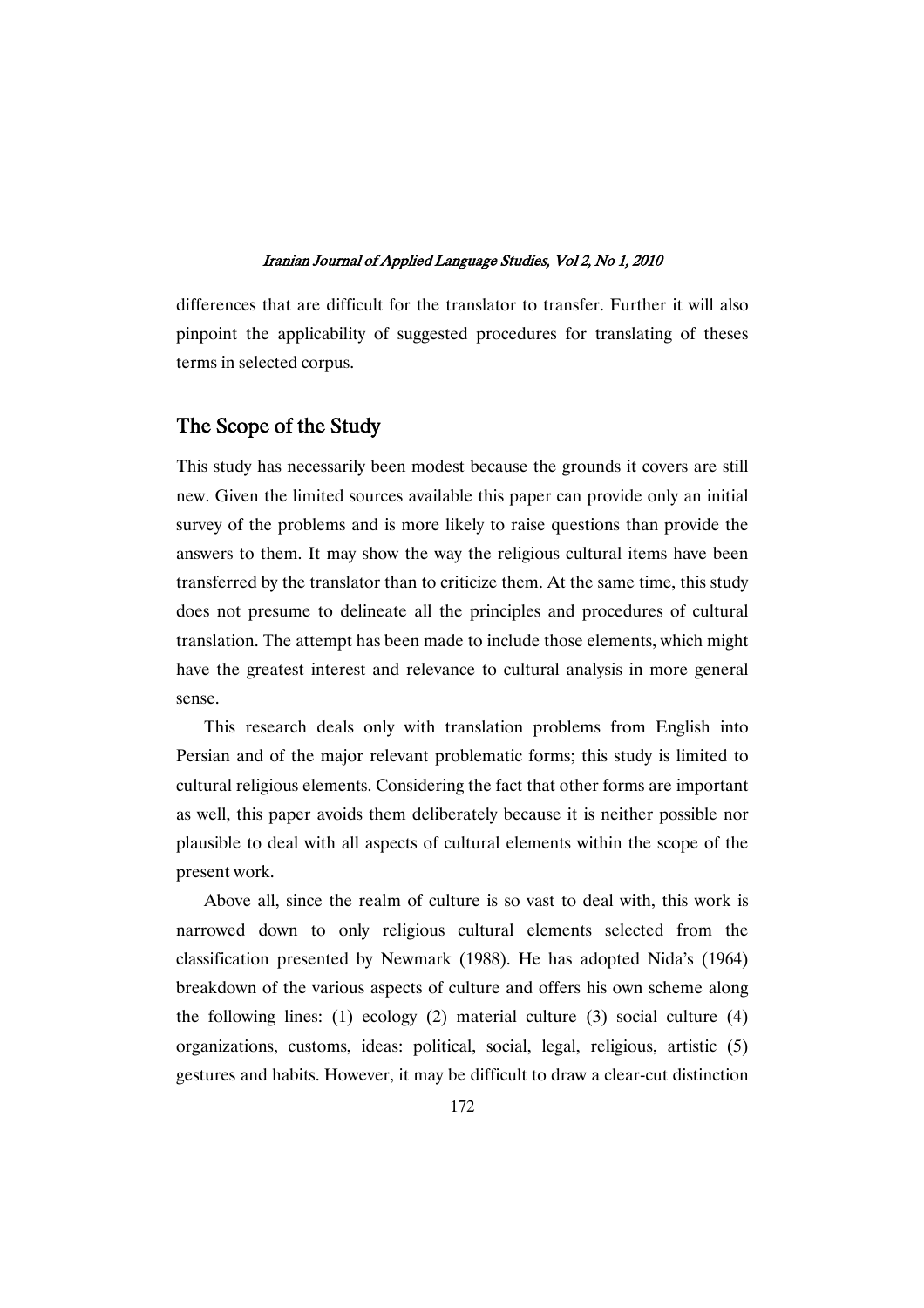differences that are difficult for the translator to transfer. Further it will also pinpoint the applicability of suggested procedures for translating of theses terms in selected corpus.

## The Scope of the Study

This study has necessarily been modest because the grounds it covers are still new. Given the limited sources available this paper can provide only an initial survey of the problems and is more likely to raise questions than provide the answers to them. It may show the way the religious cultural items have been transferred by the translator than to criticize them. At the same time, this study does not presume to delineate all the principles and procedures of cultural translation. The attempt has been made to include those elements, which might have the greatest interest and relevance to cultural analysis in more general sense.

This research deals only with translation problems from English into Persian and of the major relevant problematic forms; this study is limited to cultural religious elements. Considering the fact that other forms are important as well, this paper avoids them deliberately because it is neither possible nor plausible to deal with all aspects of cultural elements within the scope of the present work.

Above all, since the realm of culture is so vast to deal with, this work is narrowed down to only religious cultural elements selected from the classification presented by Newmark (1988). He has adopted Nida's (1964) breakdown of the various aspects of culture and offers his own scheme along the following lines: (1) ecology (2) material culture (3) social culture (4) organizations, customs, ideas: political, social, legal, religious, artistic (5) gestures and habits. However, it may be difficult to draw a clear-cut distinction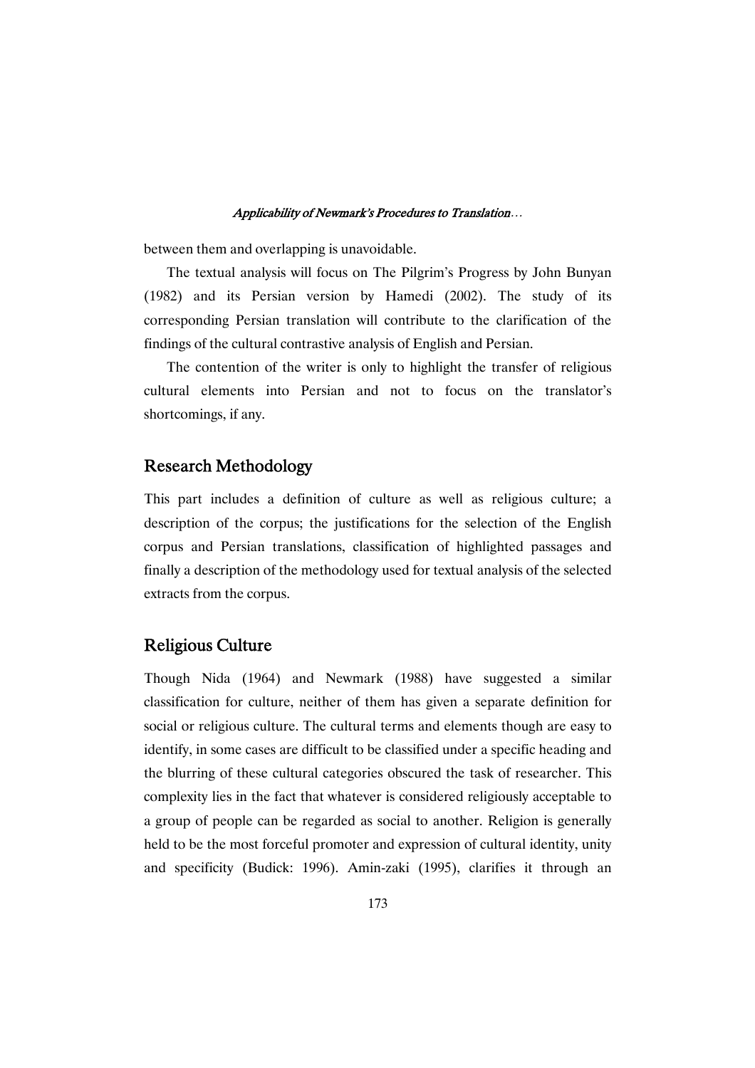between them and overlapping is unavoidable.

The textual analysis will focus on The Pilgrim's Progress by John Bunyan (1982) and its Persian version by Hamedi (2002). The study of its corresponding Persian translation will contribute to the clarification of the findings of the cultural contrastive analysis of English and Persian.

The contention of the writer is only to highlight the transfer of religious cultural elements into Persian and not to focus on the translator's shortcomings, if any.

## Research Methodology

This part includes a definition of culture as well as religious culture; a description of the corpus; the justifications for the selection of the English corpus and Persian translations, classification of highlighted passages and finally a description of the methodology used for textual analysis of the selected extracts from the corpus.

## Religious Culture

Though Nida (1964) and Newmark (1988) have suggested a similar classification for culture, neither of them has given a separate definition for social or religious culture. The cultural terms and elements though are easy to identify, in some cases are difficult to be classified under a specific heading and the blurring of these cultural categories obscured the task of researcher. This complexity lies in the fact that whatever is considered religiously acceptable to a group of people can be regarded as social to another. Religion is generally held to be the most forceful promoter and expression of cultural identity, unity and specificity (Budick: 1996). Amin-zaki (1995), clarifies it through an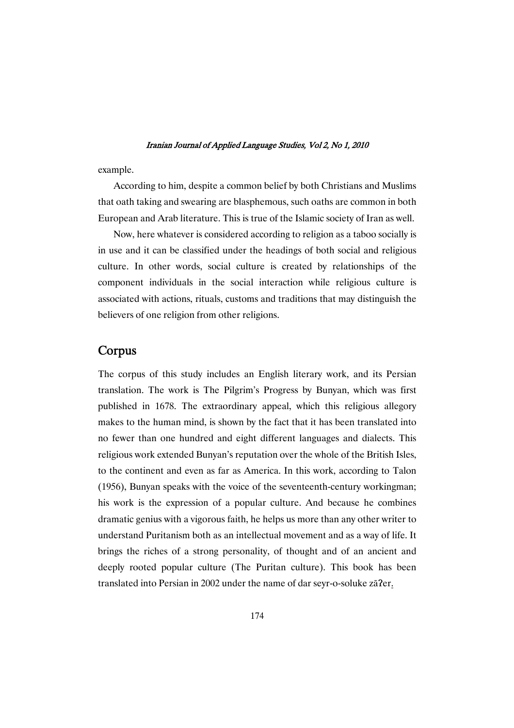example.

According to him, despite a common belief by both Christians and Muslims that oath taking and swearing are blasphemous, such oaths are common in both European and Arab literature. This is true of the Islamic society of Iran as well.

Now, here whatever is considered according to religion as a taboo socially is in use and it can be classified under the headings of both social and religious culture. In other words, social culture is created by relationships of the component individuals in the social interaction while religious culture is associated with actions, rituals, customs and traditions that may distinguish the believers of one religion from other religions.

## Corpus

The corpus of this study includes an English literary work, and its Persian translation. The work is The Pilgrim's Progress by Bunyan, which was first published in 1678. The extraordinary appeal, which this religious allegory makes to the human mind, is shown by the fact that it has been translated into no fewer than one hundred and eight different languages and dialects. This religious work extended Bunyan's reputation over the whole of the British Isles, to the continent and even as far as America. In this work, according to Talon (1956), Bunyan speaks with the voice of the seventeenth-century workingman; his work is the expression of a popular culture. And because he combines dramatic genius with a vigorous faith, he helps us more than any other writer to understand Puritanism both as an intellectual movement and as a way of life. It brings the riches of a strong personality, of thought and of an ancient and deeply rooted popular culture (The Puritan culture). This book has been translated into Persian in 2002 under the name of dar seyr-o-soluke zāʔer.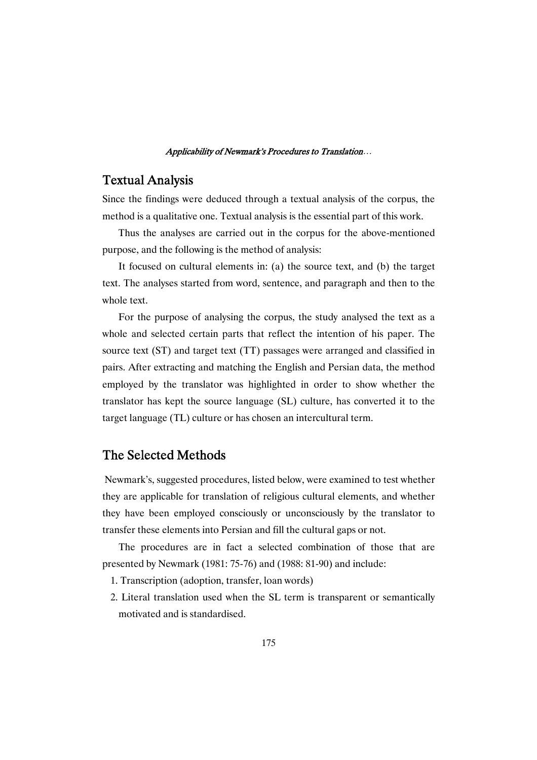## Textual Analysis

Since the findings were deduced through a textual analysis of the corpus, the method is a qualitative one. Textual analysis is the essential part of this work.

Thus the analyses are carried out in the corpus for the above-mentioned purpose, and the following is the method of analysis:

It focused on cultural elements in: (a) the source text, and (b) the target text. The analyses started from word, sentence, and paragraph and then to the whole text.

For the purpose of analysing the corpus, the study analysed the text as a whole and selected certain parts that reflect the intention of his paper. The source text (ST) and target text (TT) passages were arranged and classified in pairs. After extracting and matching the English and Persian data, the method employed by the translator was highlighted in order to show whether the translator has kept the source language (SL) culture, has converted it to the target language (TL) culture or has chosen an intercultural term.

## The Selected Methods

Newmark's, suggested procedures, listed below, were examined to test whether they are applicable for translation of religious cultural elements, and whether they have been employed consciously or unconsciously by the translator to transfer these elements into Persian and fill the cultural gaps or not.

The procedures are in fact a selected combination of those that are presented by Newmark (1981: 75-76) and (1988: 81-90) and include:

1. Transcription (adoption, transfer, loan words)
2. Literal translation used when the SL term is transparent or semantically motivated and is standardised.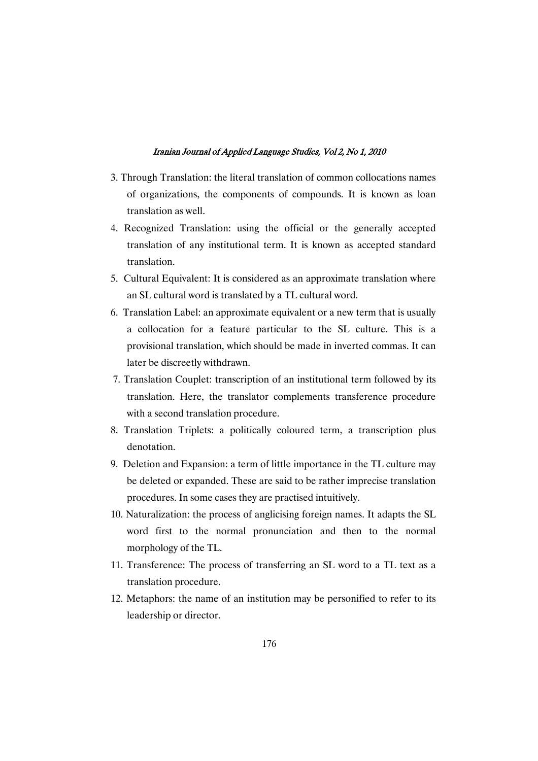3. Through Translation: the literal translation of common collocations names of organizations, the components of compounds. It is known as loan translation as well.
4. Recognized Translation: using the official or the generally accepted translation of any institutional term. It is known as accepted standard translation.
5. Cultural Equivalent: It is considered as an approximate translation where an SL cultural word is translated by a TL cultural word.
6. Translation Label: an approximate equivalent or a new term that is usually a collocation for a feature particular to the SL culture. This is a provisional translation, which should be made in inverted commas. It can later be discreetly withdrawn.
7. Translation Couplet: transcription of an institutional term followed by its translation. Here, the translator complements transference procedure with a second translation procedure.
8. Translation Triplets: a politically coloured term, a transcription plus denotation.
9. Deletion and Expansion: a term of little importance in the TL culture may be deleted or expanded. These are said to be rather imprecise translation procedures. In some cases they are practised intuitively.
10. Naturalization: the process of anglicising foreign names. It adapts the SL word first to the normal pronunciation and then to the normal morphology of the TL.
11. Transference: The process of transferring an SL word to a TL text as a translation procedure.
12. Metaphors: the name of an institution may be personified to refer to its leadership or director.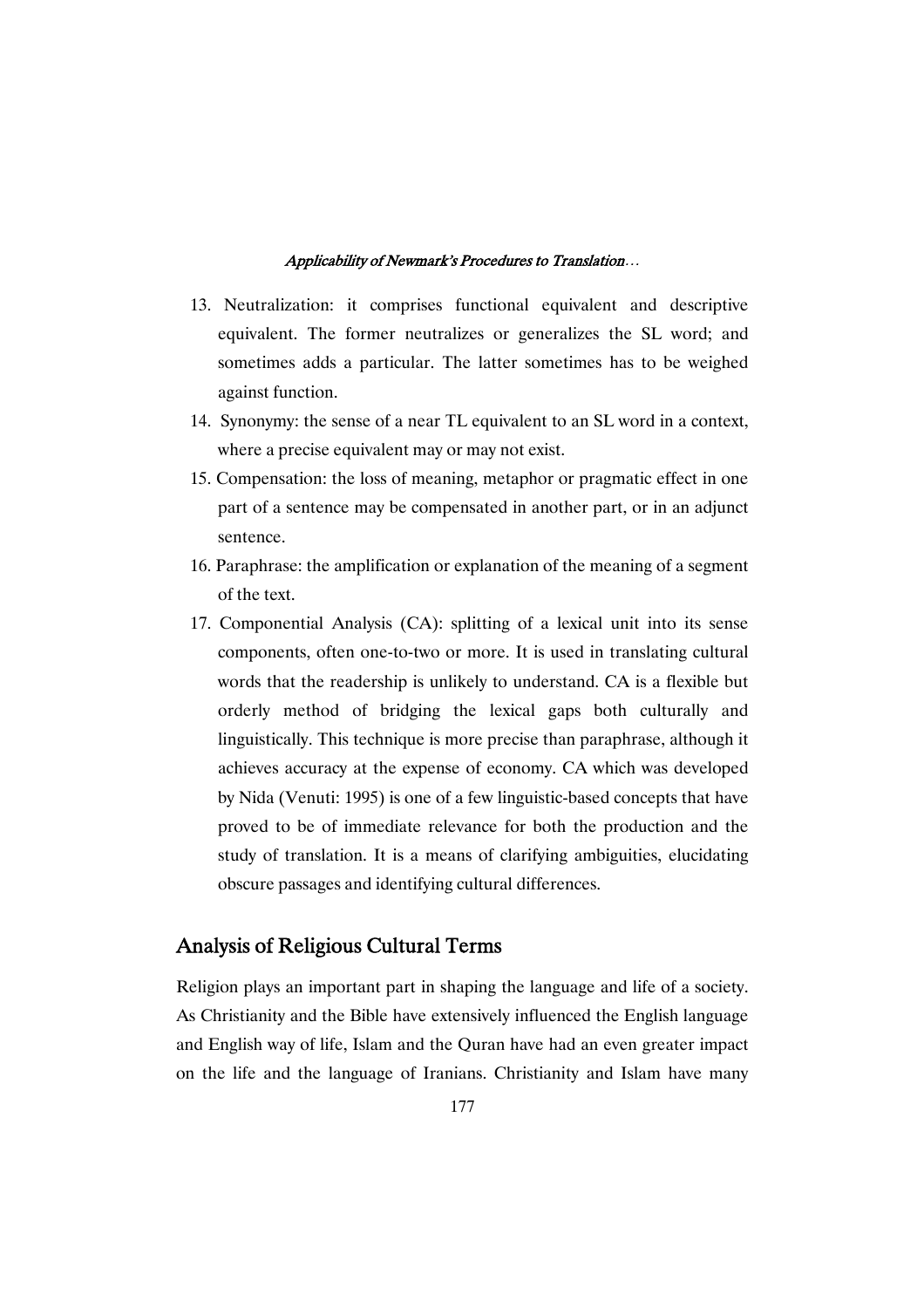13. Neutralization: it comprises functional equivalent and descriptive equivalent. The former neutralizes or generalizes the SL word; and sometimes adds a particular. The latter sometimes has to be weighed against function.
14. Synonymy: the sense of a near TL equivalent to an SL word in a context, where a precise equivalent may or may not exist.
15. Compensation: the loss of meaning, metaphor or pragmatic effect in one part of a sentence may be compensated in another part, or in an adjunct sentence.
16. Paraphrase: the amplification or explanation of the meaning of a segment of the text.
17. Componential Analysis (CA): splitting of a lexical unit into its sense components, often one-to-two or more. It is used in translating cultural words that the readership is unlikely to understand. CA is a flexible but orderly method of bridging the lexical gaps both culturally and linguistically. This technique is more precise than paraphrase, although it achieves accuracy at the expense of economy. CA which was developed by Nida (Venuti: 1995) is one of a few linguistic-based concepts that have proved to be of immediate relevance for both the production and the study of translation. It is a means of clarifying ambiguities, elucidating obscure passages and identifying cultural differences.

## Analysis of Religious Cultural Terms

Religion plays an important part in shaping the language and life of a society. As Christianity and the Bible have extensively influenced the English language and English way of life, Islam and the Quran have had an even greater impact on the life and the language of Iranians. Christianity and Islam have many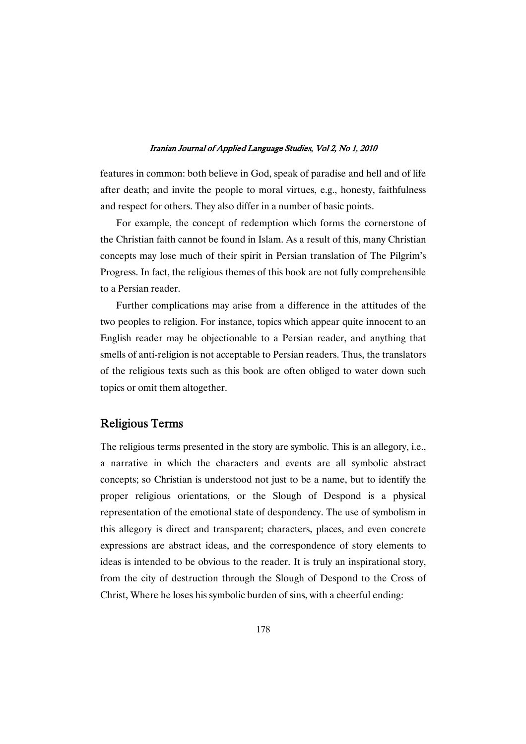features in common: both believe in God, speak of paradise and hell and of life after death; and invite the people to moral virtues, e.g., honesty, faithfulness and respect for others. They also differ in a number of basic points.

For example, the concept of redemption which forms the cornerstone of the Christian faith cannot be found in Islam. As a result of this, many Christian concepts may lose much of their spirit in Persian translation of The Pilgrim's Progress. In fact, the religious themes of this book are not fully comprehensible to a Persian reader.

Further complications may arise from a difference in the attitudes of the two peoples to religion. For instance, topics which appear quite innocent to an English reader may be objectionable to a Persian reader, and anything that smells of anti-religion is not acceptable to Persian readers. Thus, the translators of the religious texts such as this book are often obliged to water down such topics or omit them altogether.

## Religious Terms

The religious terms presented in the story are symbolic. This is an allegory, i.e., a narrative in which the characters and events are all symbolic abstract concepts; so Christian is understood not just to be a name, but to identify the proper religious orientations, or the Slough of Despond is a physical representation of the emotional state of despondency. The use of symbolism in this allegory is direct and transparent; characters, places, and even concrete expressions are abstract ideas, and the correspondence of story elements to ideas is intended to be obvious to the reader. It is truly an inspirational story, from the city of destruction through the Slough of Despond to the Cross of Christ, Where he loses his symbolic burden of sins, with a cheerful ending: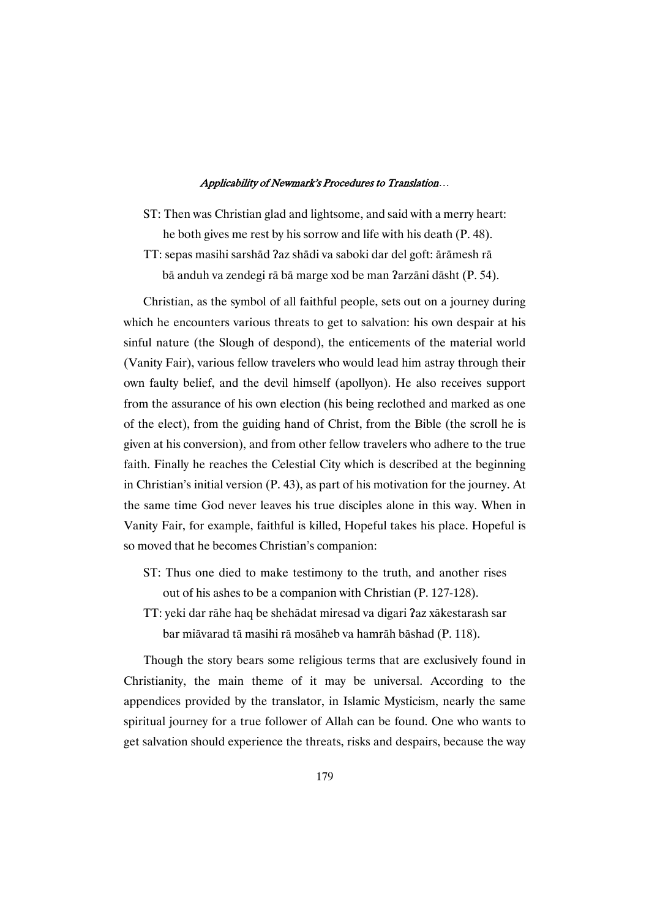ST: Then was Christian glad and lightsome, and said with a merry heart: he both gives me rest by his sorrow and life with his death (P. 48).

TT: sepas masihi sarshād ʔaz shādi va saboki dar del goft: ārāmesh rā bā anduh va zendegi rā bā marge xod be man ʔarzāni dāsht (P. 54).

Christian, as the symbol of all faithful people, sets out on a journey during which he encounters various threats to get to salvation: his own despair at his sinful nature (the Slough of despond), the enticements of the material world (Vanity Fair), various fellow travelers who would lead him astray through their own faulty belief, and the devil himself (apollyon). He also receives support from the assurance of his own election (his being reclothed and marked as one of the elect), from the guiding hand of Christ, from the Bible (the scroll he is given at his conversion), and from other fellow travelers who adhere to the true faith. Finally he reaches the Celestial City which is described at the beginning in Christian's initial version (P. 43), as part of his motivation for the journey. At the same time God never leaves his true disciples alone in this way. When in Vanity Fair, for example, faithful is killed, Hopeful takes his place. Hopeful is so moved that he becomes Christian's companion:

ST: Thus one died to make testimony to the truth, and another rises out of his ashes to be a companion with Christian (P. 127-128).

TT: yeki dar rāhe haq be shehādat miresad va digari ʔaz xākestarash sar bar miāvarad tā masihi rā mosāheb va hamrāh bāshad (P. 118).

Though the story bears some religious terms that are exclusively found in Christianity, the main theme of it may be universal. According to the appendices provided by the translator, in Islamic Mysticism, nearly the same spiritual journey for a true follower of Allah can be found. One who wants to get salvation should experience the threats, risks and despairs, because the way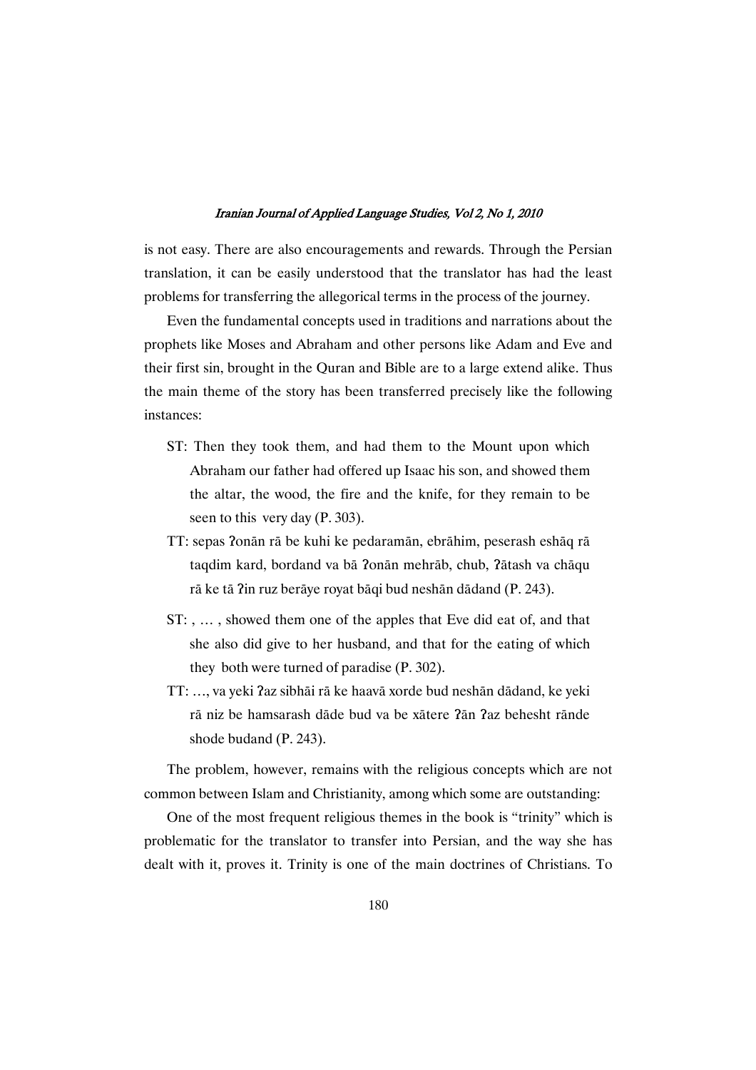is not easy. There are also encouragements and rewards. Through the Persian translation, it can be easily understood that the translator has had the least problems for transferring the allegorical terms in the process of the journey.

Even the fundamental concepts used in traditions and narrations about the prophets like Moses and Abraham and other persons like Adam and Eve and their first sin, brought in the Quran and Bible are to a large extend alike. Thus the main theme of the story has been transferred precisely like the following instances:

ST: Then they took them, and had them to the Mount upon which Abraham our father had offered up Isaac his son, and showed them the altar, the wood, the fire and the knife, for they remain to be seen to this very day (P. 303).

TT: sepas ʔonān rā be kuhi ke pedaramān, ebrāhim, peserash eshāq rā taqdim kard, bordand va bā ʔonān mehrāb, chub, ʔātash va chāqu rā ke tā ʔin ruz berāye royat bāqi bud neshān dādand (P. 243).

ST: , … , showed them one of the apples that Eve did eat of, and that she also did give to her husband, and that for the eating of which they both were turned of paradise (P. 302).

TT: …, va yeki ʔaz sibhāi rā ke haavā xorde bud neshān dādand, ke yeki rā niz be hamsarash dāde bud va be xātere ʔān ʔaz behesht rānde shode budand (P. 243).

The problem, however, remains with the religious concepts which are not common between Islam and Christianity, among which some are outstanding:

One of the most frequent religious themes in the book is "trinity" which is problematic for the translator to transfer into Persian, and the way she has dealt with it, proves it. Trinity is one of the main doctrines of Christians. To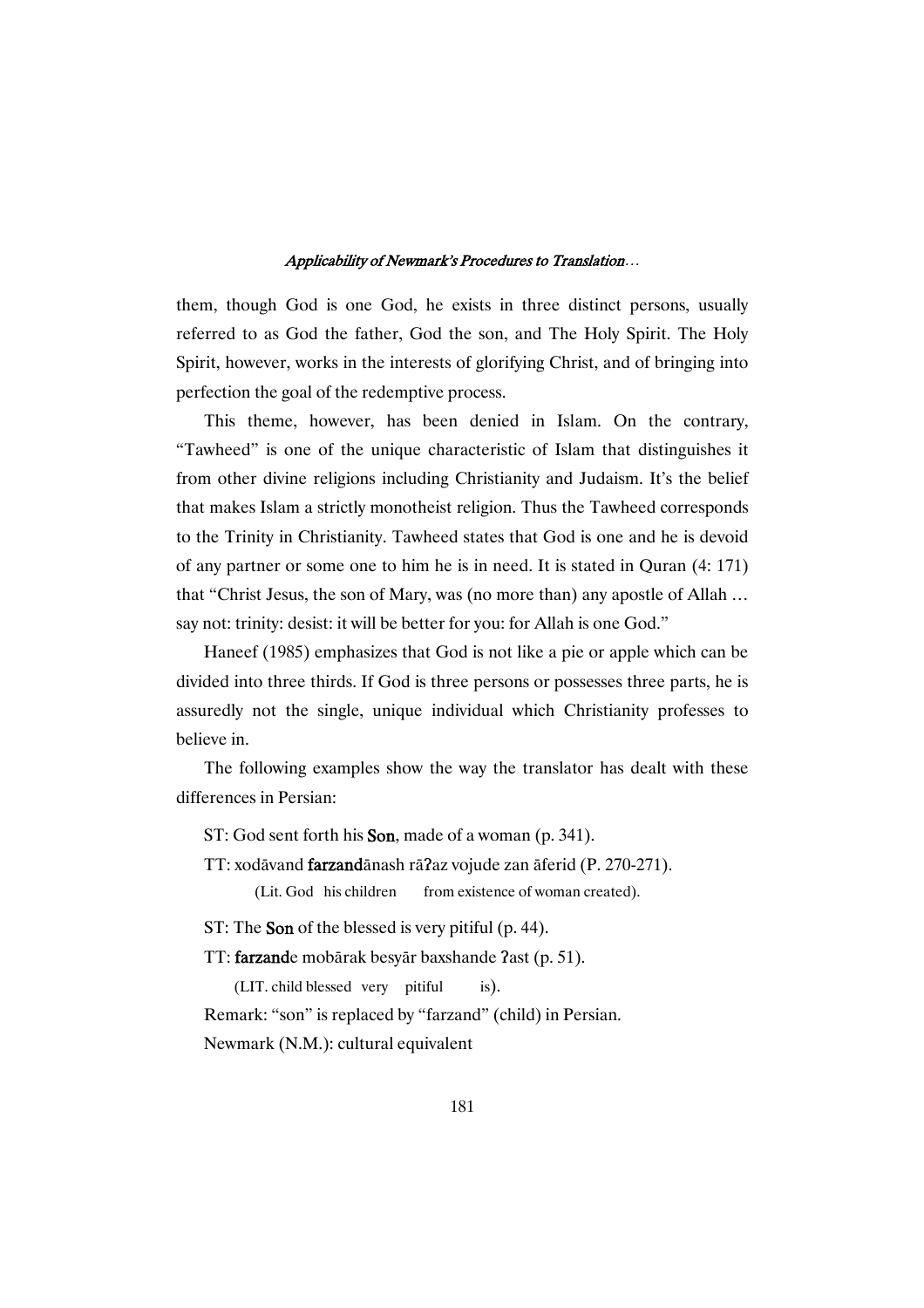them, though God is one God, he exists in three distinct persons, usually referred to as God the father, God the son, and The Holy Spirit. The Holy Spirit, however, works in the interests of glorifying Christ, and of bringing into perfection the goal of the redemptive process.

This theme, however, has been denied in Islam. On the contrary, "Tawheed" is one of the unique characteristic of Islam that distinguishes it from other divine religions including Christianity and Judaism. It's the belief that makes Islam a strictly monotheist religion. Thus the Tawheed corresponds to the Trinity in Christianity. Tawheed states that God is one and he is devoid of any partner or some one to him he is in need. It is stated in Quran (4: 171) that "Christ Jesus, the son of Mary, was (no more than) any apostle of Allah … say not: trinity: desist: it will be better for you: for Allah is one God."

Haneef (1985) emphasizes that God is not like a pie or apple which can be divided into three thirds. If God is three persons or possesses three parts, he is assuredly not the single, unique individual which Christianity professes to believe in.

The following examples show the way the translator has dealt with these differences in Persian:

ST: God sent forth his **Son**, made of a woman (p. 341).

TT: xodāvand **farzand**ānash rāʔaz vojude zan āferid (P. 270-271).

(Lit. God his children from existence of woman created).

ST: The **Son** of the blessed is very pitiful (p. 44).

TT: **farzand**e mobārak besyār baxshande ʔast (p. 51).

(LIT. child blessed very pitiful is).

Remark: "son" is replaced by "farzand" (child) in Persian.

Newmark (N.M.): cultural equivalent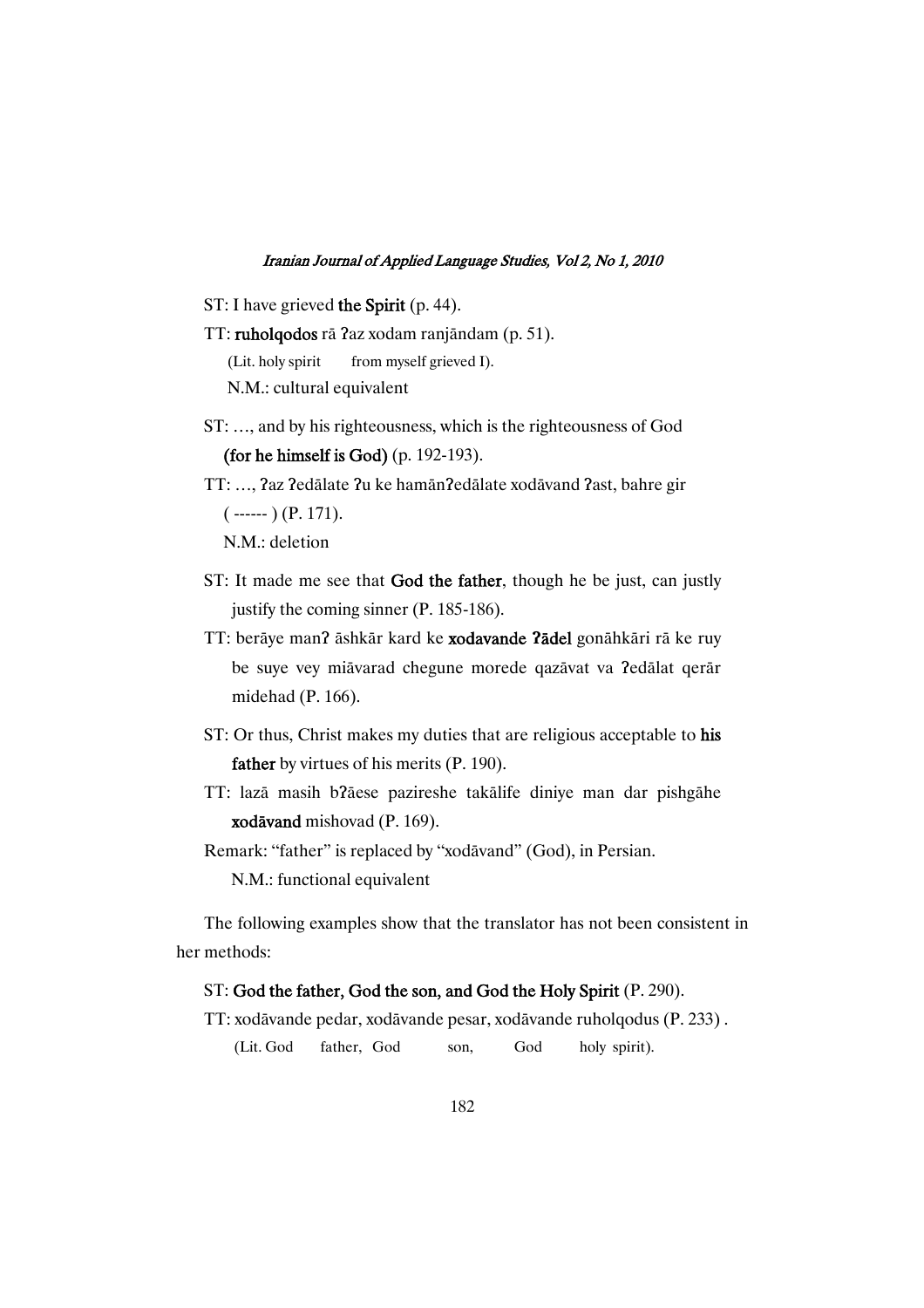ST: I have grieved **the Spirit** (p. 44).

TT: **ruholqodos** rā ʔaz xodam ranjāndam (p. 51).

(Lit. holy spirit from myself grieved I).

N.M.: cultural equivalent

ST: …, and by his righteousness, which is the righteousness of God **(for he himself is God)** (p. 192-193).

TT: …, ʔaz ʔedālate ʔu ke hamānʔedālate xodāvand ʔast, bahre gir ( ------ ) (P. 171).

N.M.: deletion

ST: It made me see that **God the father**, though he be just, can justly justify the coming sinner (P. 185-186).

TT: berāye manʔ āshkār kard ke **xodavande ʔādel** gonāhkāri rā ke ruy be suye vey miāvarad chegune morede qazāvat va ʔedālat qerār midehad (P. 166).

ST: Or thus, Christ makes my duties that are religious acceptable to **his father** by virtues of his merits (P. 190).

TT: lazā masih bʔāese pazireshe takālife diniye man dar pishgāhe **xodāvand** mishovad (P. 169).

Remark: “father” is replaced by “xodāvand” (God), in Persian.

N.M.: functional equivalent

The following examples show that the translator has not been consistent in her methods:

ST: **God the father, God the son, and God the Holy Spirit** (P. 290).

TT: xodāvande pedar, xodāvande pesar, xodāvande ruholqodus (P. 233) .

(Lit. God father, God son, God holy spirit).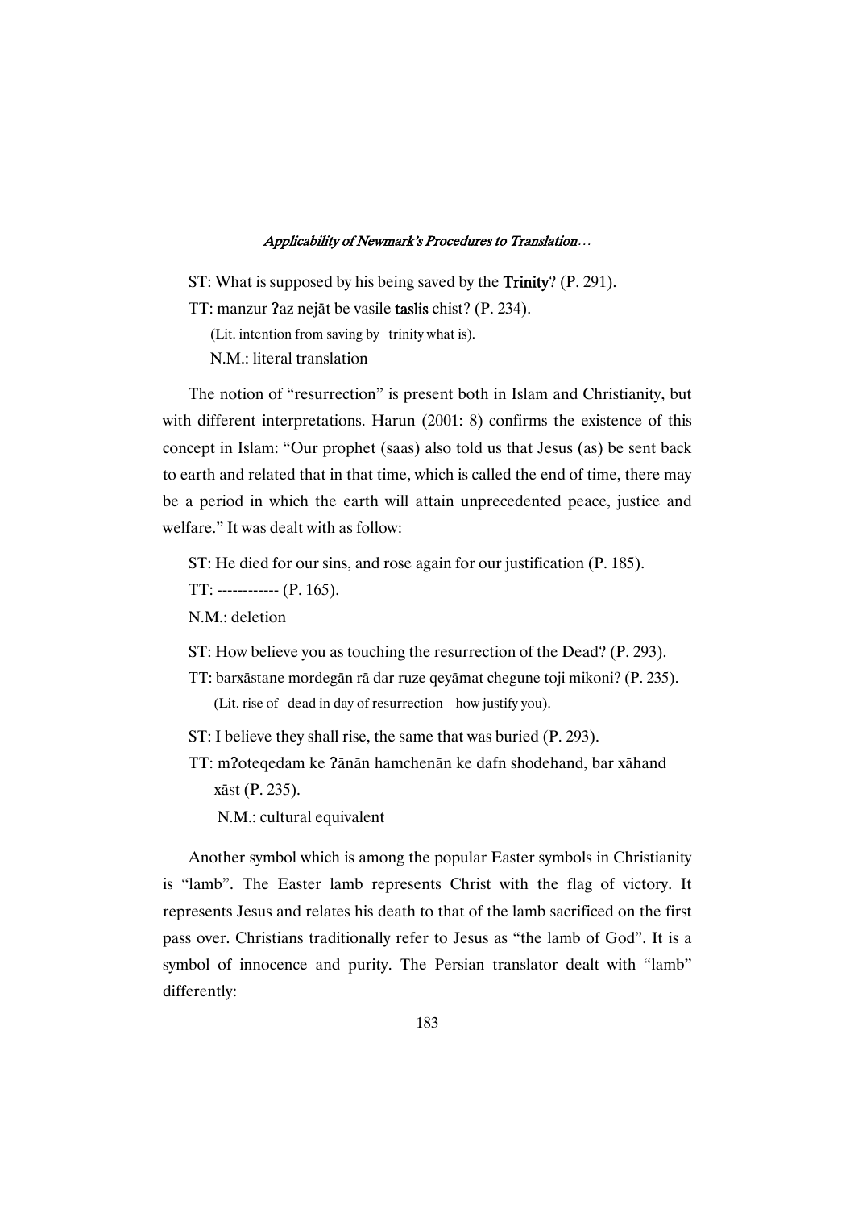ST: What is supposed by his being saved by the **Trinity**? (P. 291).

TT: manzur ʔaz nejāt be vasile **taslis** chist? (P. 234).

(Lit. intention from saving by trinity what is).

N.M.: literal translation

The notion of "resurrection" is present both in Islam and Christianity, but with different interpretations. Harun (2001: 8) confirms the existence of this concept in Islam: "Our prophet (saas) also told us that Jesus (as) be sent back to earth and related that in that time, which is called the end of time, there may be a period in which the earth will attain unprecedented peace, justice and welfare." It was dealt with as follow:

ST: He died for our sins, and rose again for our justification (P. 185).

TT: ------------ (P. 165).

N.M.: deletion

ST: How believe you as touching the resurrection of the Dead? (P. 293).

TT: barxāstane mordegān rā dar ruze qeyāmat chegune toji mikoni? (P. 235).

(Lit. rise of dead in day of resurrection how justify you).

ST: I believe they shall rise, the same that was buried (P. 293).

TT: mʔoteqedam ke ʔānān hamchenān ke dafn shodehand, bar xāhand xāst (P. 235).

N.M.: cultural equivalent

Another symbol which is among the popular Easter symbols in Christianity is "lamb". The Easter lamb represents Christ with the flag of victory. It represents Jesus and relates his death to that of the lamb sacrificed on the first pass over. Christians traditionally refer to Jesus as "the lamb of God". It is a symbol of innocence and purity. The Persian translator dealt with "lamb" differently: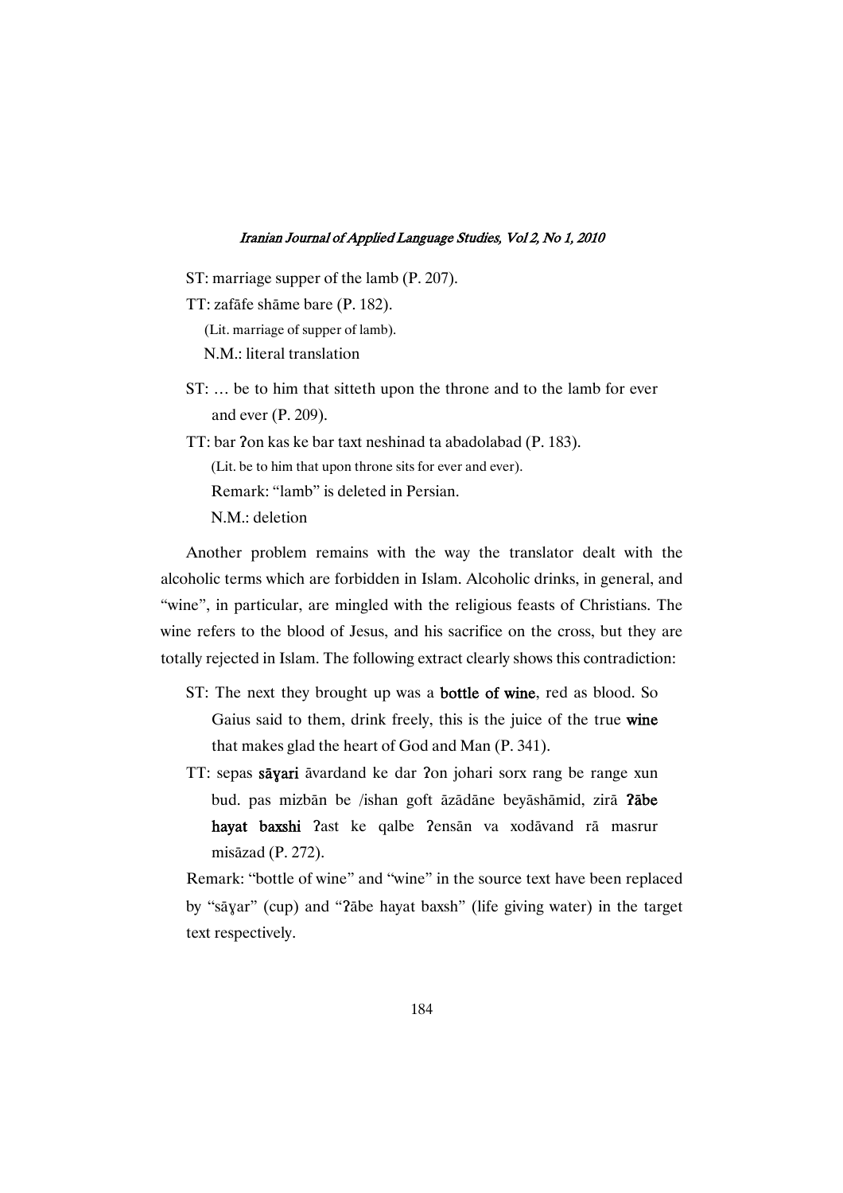ST: marriage supper of the lamb (P. 207).

TT: zafāfe shāme bare (P. 182).

(Lit. marriage of supper of lamb).

N.M.: literal translation

ST: … be to him that sitteth upon the throne and to the lamb for ever and ever (P. 209).

TT: bar ʔon kas ke bar taxt neshinad ta abadolabad (P. 183).

(Lit. be to him that upon throne sits for ever and ever).

Remark: "lamb" is deleted in Persian.

N.M.: deletion

Another problem remains with the way the translator dealt with the alcoholic terms which are forbidden in Islam. Alcoholic drinks, in general, and "wine", in particular, are mingled with the religious feasts of Christians. The wine refers to the blood of Jesus, and his sacrifice on the cross, but they are totally rejected in Islam. The following extract clearly shows this contradiction:

ST: The next they brought up was a **bottle of wine**, red as blood. So Gaius said to them, drink freely, this is the juice of the true **wine** that makes glad the heart of God and Man (P. 341).

TT: sepas **sāɣari** āvardand ke dar ʔon johari sorx rang be range xun bud. pas mizbān be /ishan goft āzādāne beyāshāmid, zirā **ʔābe hayat baxshi** ʔast ke qalbe ʔensān va xodāvand rā masrur misāzad (P. 272).

Remark: "bottle of wine" and "wine" in the source text have been replaced by "sāɣar" (cup) and "ʔābe hayat baxsh" (life giving water) in the target text respectively.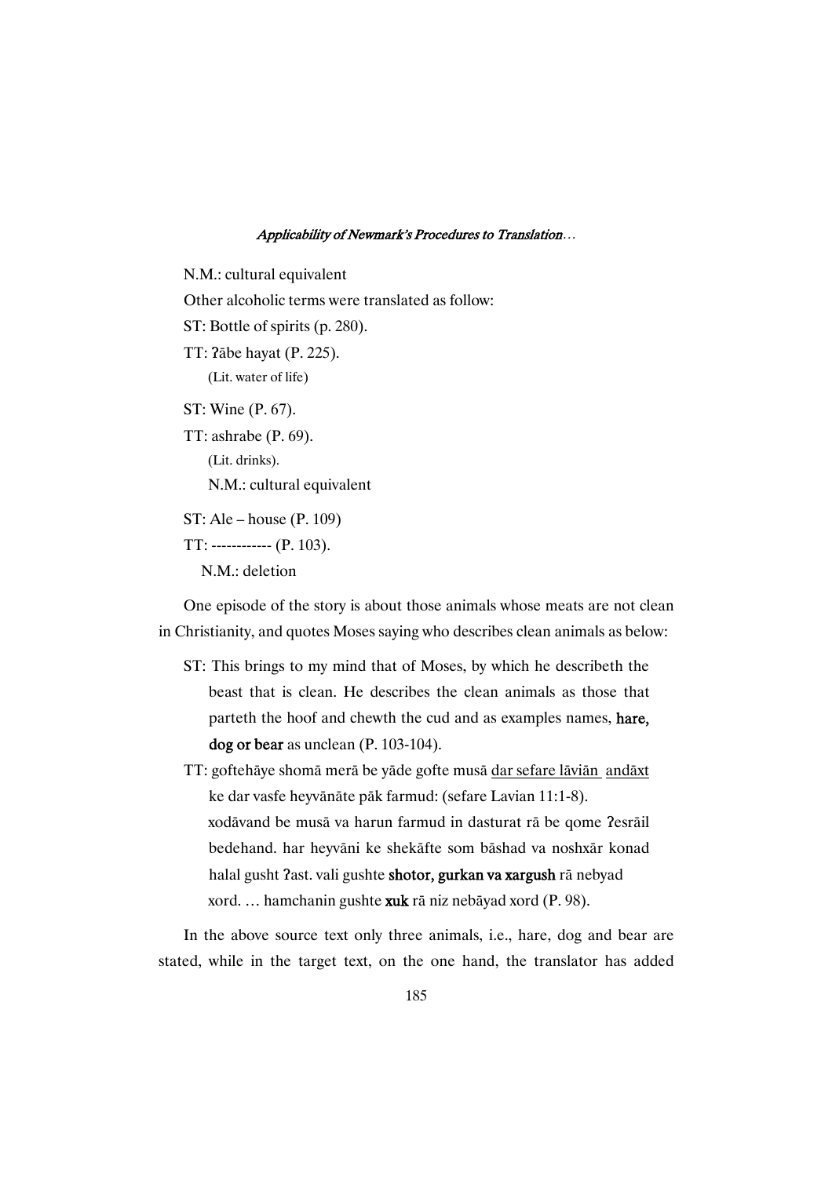N.M.: cultural equivalent

Other alcoholic terms were translated as follow:

ST: Bottle of spirits (p. 280).

TT: ʔābe hayat (P. 225).

(Lit. water of life)

ST: Wine (P. 67).

TT: ashrabe (P. 69).

(Lit. drinks).

N.M.: cultural equivalent

ST: Ale – house (P. 109)

TT: ------------ (P. 103).

N.M.: deletion

One episode of the story is about those animals whose meats are not clean in Christianity, and quotes Moses saying who describes clean animals as below:

ST: This brings to my mind that of Moses, by which he describeth the beast that is clean. He describes the clean animals as those that parteth the hoof and chewth the cud and as examples names, **hare, dog or bear** as unclean (P. 103-104).

TT: goftehāye shomā merā be yāde gofte musā dar sefare lāviān andāxt ke dar vasfe heyvānāte pāk farmud: (sefare Lavian 11:1-8). xodāvand be musā va harun farmud in dasturat rā be qome ʔesrāil bedehand. har heyvāni ke shekāfte som bāshad va noshxār konad halal gusht ʔast. vali gushte **shotor, gurkan va xargush** rā nebyad xord. … hamchanin gushte **xuk** rā niz nebāyad xord (P. 98).

In the above source text only three animals, i.e., hare, dog and bear are stated, while in the target text, on the one hand, the translator has added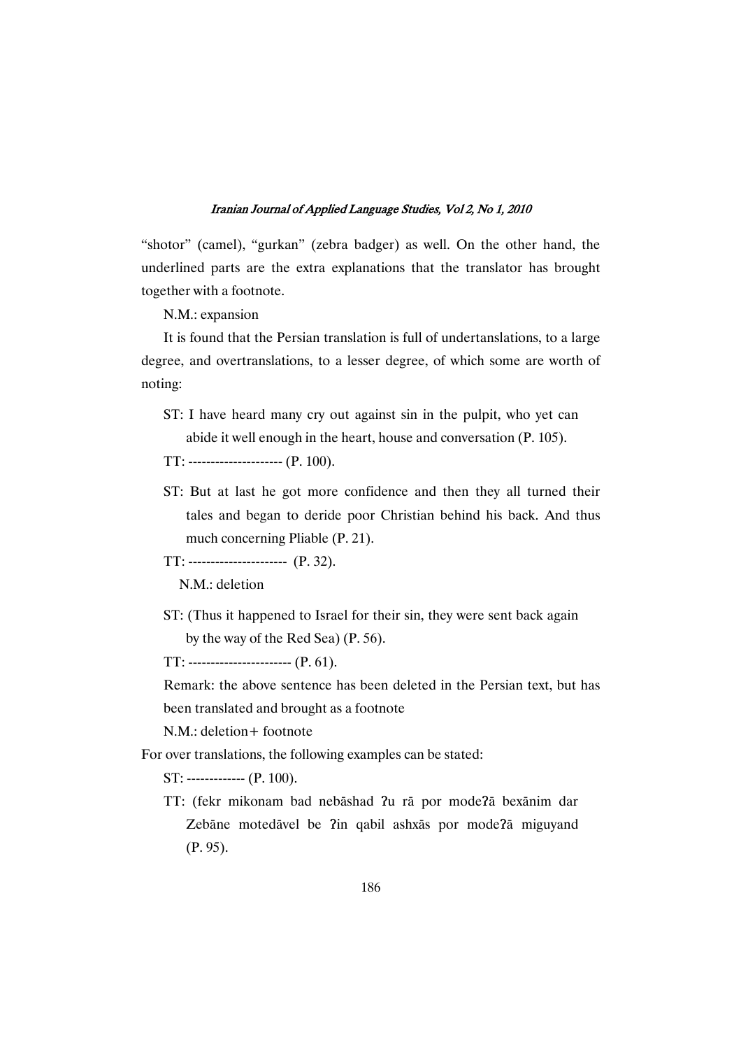"shotor" (camel), "gurkan" (zebra badger) as well. On the other hand, the underlined parts are the extra explanations that the translator has brought together with a footnote.

N.M.: expansion

It is found that the Persian translation is full of undertanslations, to a large degree, and overtranslations, to a lesser degree, of which some are worth of noting:

ST: I have heard many cry out against sin in the pulpit, who yet can abide it well enough in the heart, house and conversation (P. 105).

TT: --------------------- (P. 100).

ST: But at last he got more confidence and then they all turned their tales and began to deride poor Christian behind his back. And thus much concerning Pliable (P. 21).

TT: ---------------------- (P. 32).

N.M.: deletion

ST: (Thus it happened to Israel for their sin, they were sent back again by the way of the Red Sea) (P. 56).

TT: ----------------------- (P. 61).

Remark: the above sentence has been deleted in the Persian text, but has been translated and brought as a footnote

N.M.: deletion+ footnote

For over translations, the following examples can be stated:

ST: ------------- (P. 100).

TT: (fekr mikonam bad nebāshad ʔu rā por modeʔā bexānim dar Zebāne motedāvel be ʔin qabil ashxās por modeʔā miguyand (P. 95).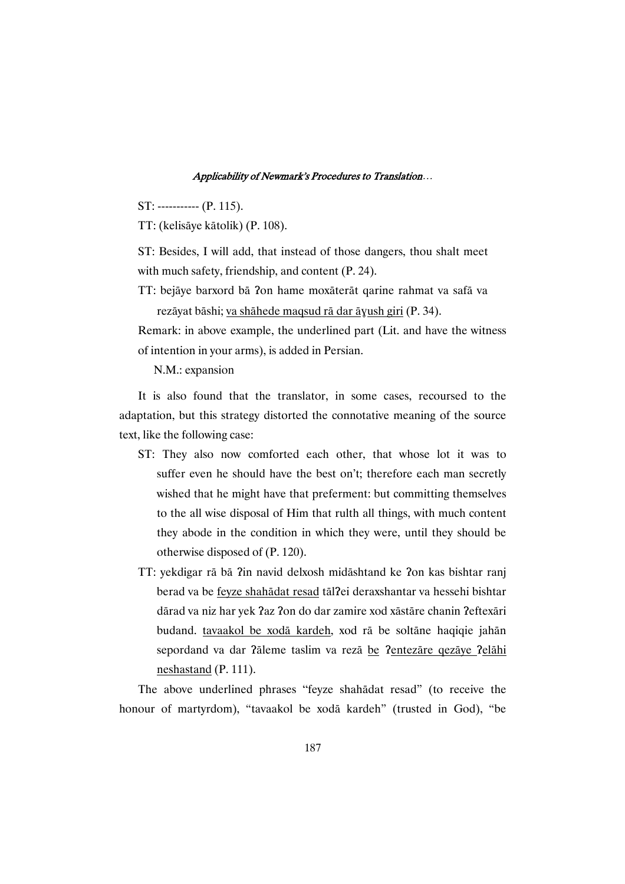ST: ----------- (P. 115).

TT: (kelisāye kātolik) (P. 108).

ST: Besides, I will add, that instead of those dangers, thou shalt meet with much safety, friendship, and content (P. 24).

TT: bejāye barxord bā ʔon hame moxāterāt qarine rahmat va safā va rezāyat bāshi; <u>va shāhede maqsud rā dar āɣush giri</u> (P. 34).

Remark: in above example, the underlined part (Lit. and have the witness of intention in your arms), is added in Persian.

N.M.: expansion

It is also found that the translator, in some cases, recoursed to the adaptation, but this strategy distorted the connotative meaning of the source text, like the following case:

ST: They also now comforted each other, that whose lot it was to suffer even he should have the best on't; therefore each man secretly wished that he might have that preferment: but committing themselves to the all wise disposal of Him that rulth all things, with much content they abode in the condition in which they were, until they should be otherwise disposed of (P. 120).

TT: yekdigar rā bā ʔin navid delxosh midāshtand ke ʔon kas bishtar ranj berad va be <u>feyze shahādat resad</u> tālʔei deraxshantar va hessehi bishtar dārad va niz har yek ʔaz ʔon do dar zamire xod xāstāre chanin ʔeftexāri budand. <u>tavaakol be xodā kardeh</u>, xod rā be soltāne haqiqie jahān sepordand va dar ʔāleme taslim va rezā <u>be ʔentezāre qezāye ʔelāhi neshastand</u> (P. 111).

The above underlined phrases "feyze shahādat resad" (to receive the honour of martyrdom), "tavaakol be xodā kardeh" (trusted in God), "be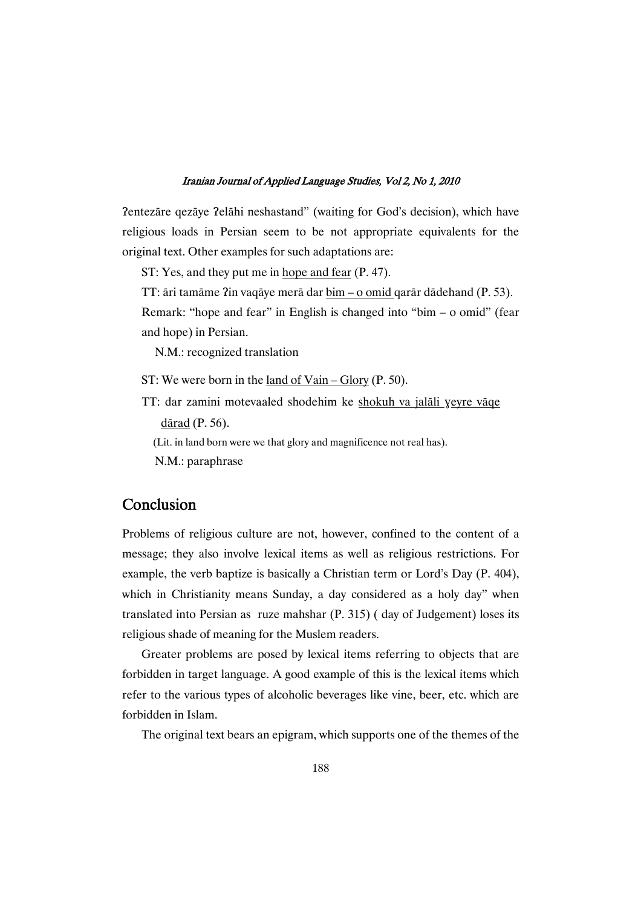ʔentezāre qezāye ʔelāhi neshastand" (waiting for God's decision), which have religious loads in Persian seem to be not appropriate equivalents for the original text. Other examples for such adaptations are:

ST: Yes, and they put me in <u>hope and fear</u> (P. 47).

TT: āri tamāme ʔin vaqāye merā dar <u>bim – o omid</u> qarār dādehand (P. 53).

Remark: "hope and fear" in English is changed into "bim – o omid" (fear and hope) in Persian.

N.M.: recognized translation

ST: We were born in the <u>land of Vain – Glory</u> (P. 50).

TT: dar zamini motevaaled shodehim ke <u>shokuh va jalāli ɣeyre vāqe dārad</u> (P. 56).

(Lit. in land born were we that glory and magnificence not real has).

N.M.: paraphrase

## Conclusion

Problems of religious culture are not, however, confined to the content of a message; they also involve lexical items as well as religious restrictions. For example, the verb baptize is basically a Christian term or Lord's Day (P. 404), which in Christianity means Sunday, a day considered as a holy day" when translated into Persian as ruze mahshar (P. 315) ( day of Judgement) loses its religious shade of meaning for the Muslem readers.

Greater problems are posed by lexical items referring to objects that are forbidden in target language. A good example of this is the lexical items which refer to the various types of alcoholic beverages like vine, beer, etc. which are forbidden in Islam.

The original text bears an epigram, which supports one of the themes of the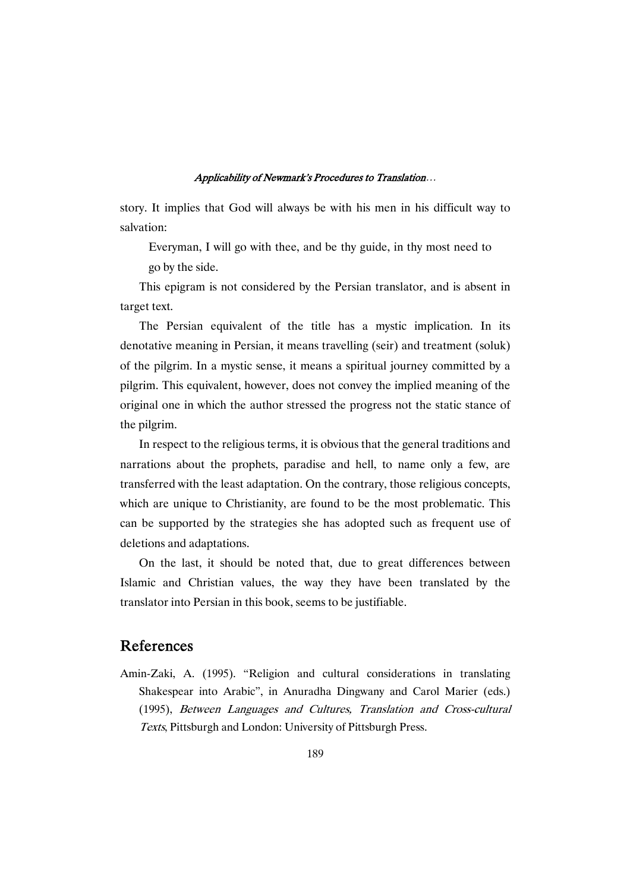story. It implies that God will always be with his men in his difficult way to salvation:

> Everyman, I will go with thee, and be thy guide, in thy most need to go by the side.

This epigram is not considered by the Persian translator, and is absent in target text.

The Persian equivalent of the title has a mystic implication. In its denotative meaning in Persian, it means travelling (seir) and treatment (soluk) of the pilgrim. In a mystic sense, it means a spiritual journey committed by a pilgrim. This equivalent, however, does not convey the implied meaning of the original one in which the author stressed the progress not the static stance of the pilgrim.

In respect to the religious terms, it is obvious that the general traditions and narrations about the prophets, paradise and hell, to name only a few, are transferred with the least adaptation. On the contrary, those religious concepts, which are unique to Christianity, are found to be the most problematic. This can be supported by the strategies she has adopted such as frequent use of deletions and adaptations.

On the last, it should be noted that, due to great differences between Islamic and Christian values, the way they have been translated by the translator into Persian in this book, seems to be justifiable.

## References

Amin-Zaki, A. (1995). "Religion and cultural considerations in translating Shakespear into Arabic", in Anuradha Dingwany and Carol Marier (eds.) (1995), *Between Languages and Cultures, Translation and Cross-cultural Texts*, Pittsburgh and London: University of Pittsburgh Press.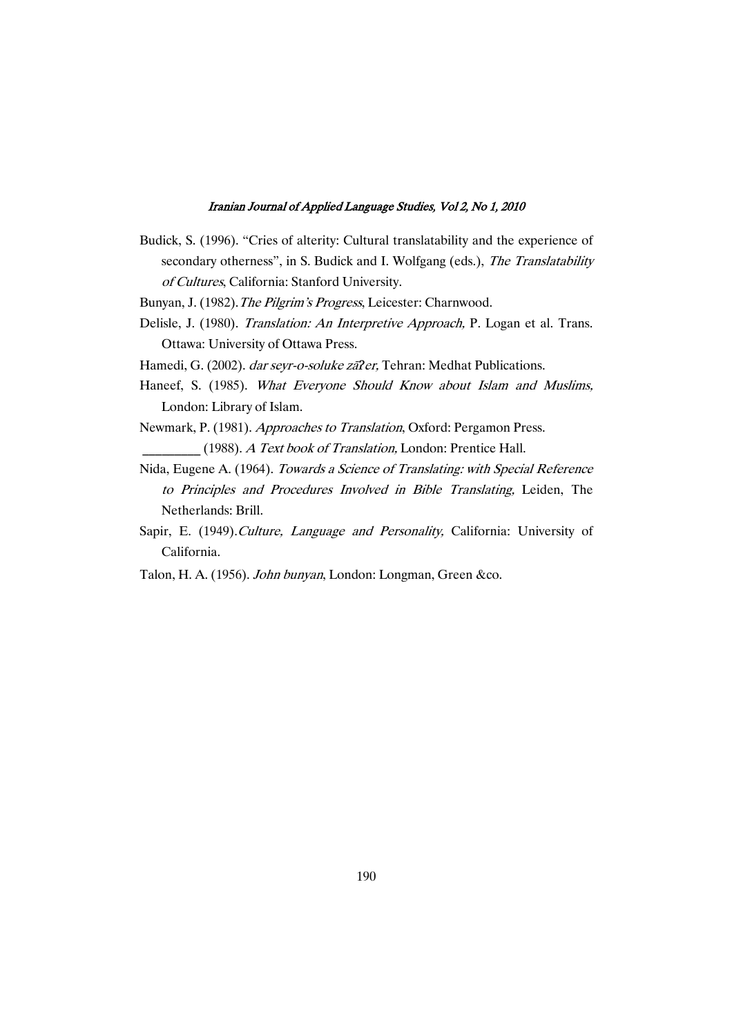Budick, S. (1996). "Cries of alterity: Cultural translatability and the experience of secondary otherness", in S. Budick and I. Wolfgang (eds.), *The Translatability of Cultures*, California: Stanford University.

Bunyan, J. (1982). *The Pilgrim's Progress*, Leicester: Charnwood.

Delisle, J. (1980). *Translation: An Interpretive Approach,* P. Logan et al. Trans. Ottawa: University of Ottawa Press.

Hamedi, G. (2002). *dar seyr-o-soluke zāʔer,* Tehran: Medhat Publications.

Haneef, S. (1985). *What Everyone Should Know about Islam and Muslims,* London: Library of Islam.

Newmark, P. (1981). *Approaches to Translation*, Oxford: Pergamon Press.

________ (1988). *A Text book of Translation,* London: Prentice Hall.

Nida, Eugene A. (1964). *Towards a Science of Translating: with Special Reference to Principles and Procedures Involved in Bible Translating,* Leiden, The Netherlands: Brill.

Sapir, E. (1949). *Culture, Language and Personality,* California: University of California.

Talon, H. A. (1956). *John bunyan*, London: Longman, Green &co.